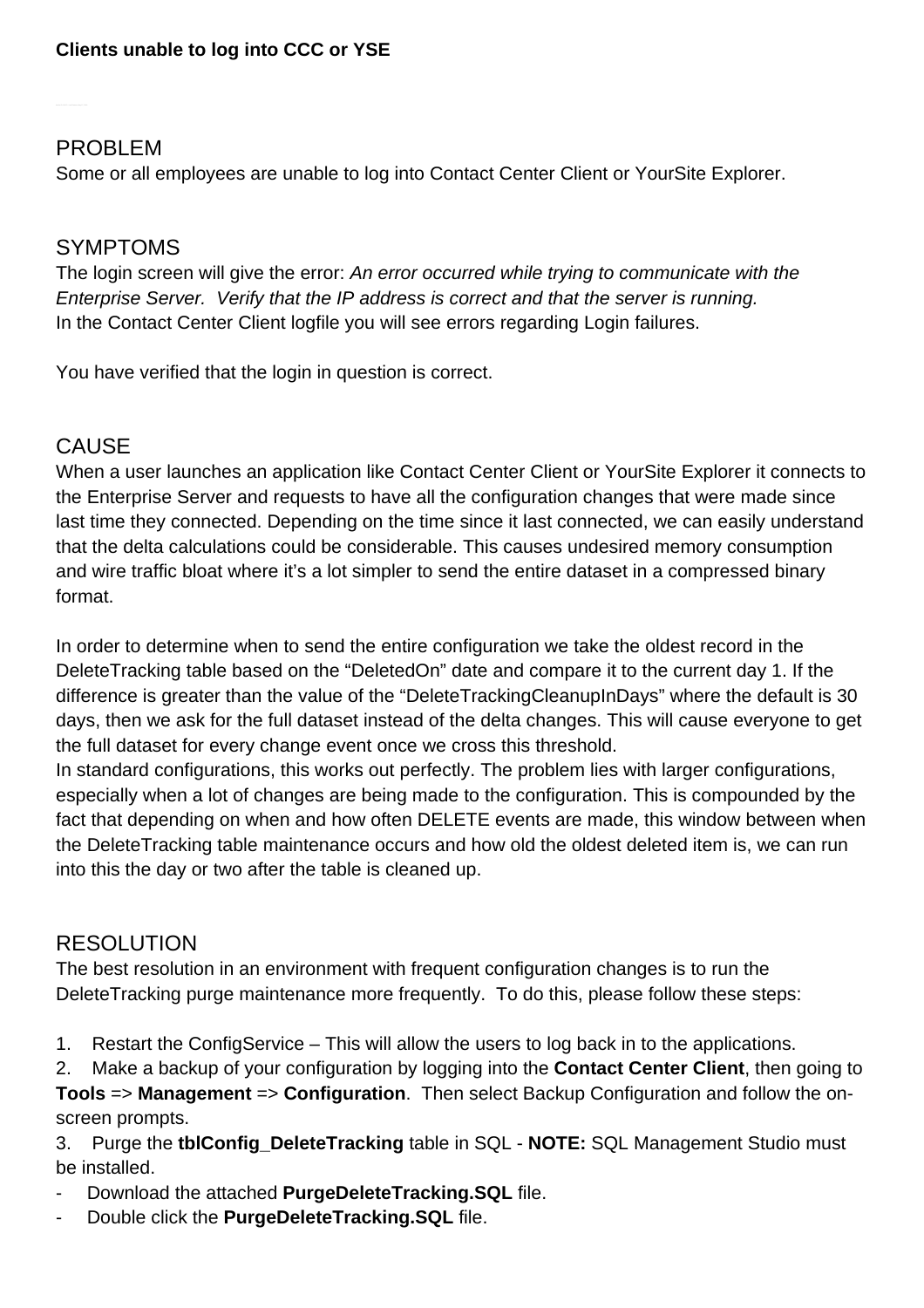**Clients unable to log into CCC or YSE**

## PROBLEM

Some or all employees are unable to log into Contact Center Client or YourSite Explorer.

## SYMPTOMS

The login screen will give the error: *An error occurred while trying to communicate with the Enterprise Server. Verify that the IP address is correct and that the server is running.*
In the Contact Center Client logfile you will see errors regarding Login failures.

You have verified that the login in question is correct.

## CAUSE

When a user launches an application like Contact Center Client or YourSite Explorer it connects to the Enterprise Server and requests to have all the configuration changes that were made since last time they connected. Depending on the time since it last connected, we can easily understand that the delta calculations could be considerable. This causes undesired memory consumption and wire traffic bloat where it's a lot simpler to send the entire dataset in a compressed binary format.

In order to determine when to send the entire configuration we take the oldest record in the DeleteTracking table based on the "DeletedOn" date and compare it to the current day 1. If the difference is greater than the value of the "DeleteTrackingCleanupInDays" where the default is 30 days, then we ask for the full dataset instead of the delta changes. This will cause everyone to get the full dataset for every change event once we cross this threshold.
In standard configurations, this works out perfectly. The problem lies with larger configurations, especially when a lot of changes are being made to the configuration. This is compounded by the fact that depending on when and how often DELETE events are made, this window between when the DeleteTracking table maintenance occurs and how old the oldest deleted item is, we can run into this the day or two after the table is cleaned up.

## RESOLUTION

The best resolution in an environment with frequent configuration changes is to run the DeleteTracking purge maintenance more frequently. To do this, please follow these steps:

1. Restart the ConfigService – This will allow the users to log back in to the applications.
2. Make a backup of your configuration by logging into the **Contact Center Client**, then going to **Tools** => **Management** => **Configuration**. Then select Backup Configuration and follow the on-screen prompts.
3. Purge the **tblConfig_DeleteTracking** table in SQL - **NOTE:** SQL Management Studio must be installed.

- Download the attached **PurgeDeleteTracking.SQL** file.
- Double click the **PurgeDeleteTracking.SQL** file.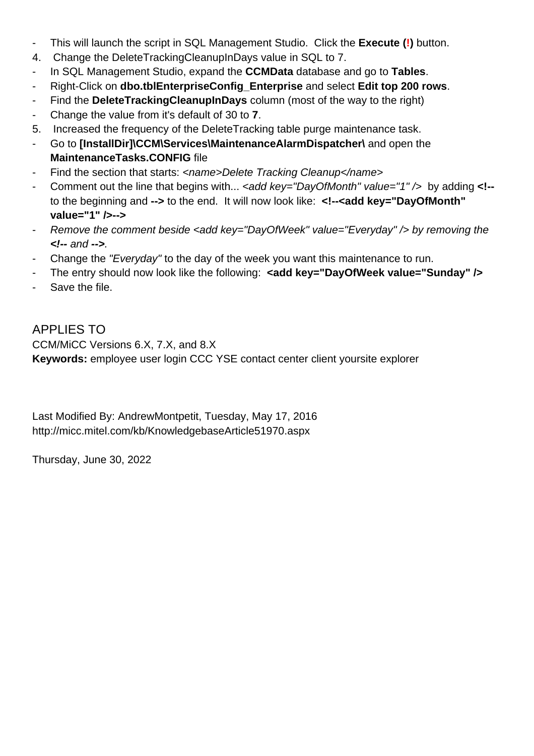- This will launch the script in SQL Management Studio. Click the **Execute (!)** button.

4. Change the DeleteTrackingCleanupInDays value in SQL to 7.

- In SQL Management Studio, expand the **CCMData** database and go to **Tables**.
- Right-Click on **dbo.tblEnterpriseConfig_Enterprise** and select **Edit top 200 rows**.
- Find the **DeleteTrackingCleanupInDays** column (most of the way to the right)
- Change the value from it's default of 30 to **7**.

5. Increased the frequency of the DeleteTracking table purge maintenance task.

- Go to **[InstallDir]\CCM\Services\MaintenanceAlarmDispatcher\** and open the **MaintenanceTasks.CONFIG** file
- Find the section that starts: *<name>Delete Tracking Cleanup</name>*
- Comment out the line that begins with... *<add key="DayOfMonth" value="1" />* by adding **<!--** to the beginning and **-->** to the end. It will now look like: **<!--<add key="DayOfMonth" value="1" />-->**
- *Remove the comment beside <add key="DayOfWeek" value="Everyday" /> by removing the* ***<!--*** *and* ***-->***.
- Change the *"Everyday"* to the day of the week you want this maintenance to run.
- The entry should now look like the following: **<add key="DayOfWeek value="Sunday" />**
- Save the file.

## APPLIES TO

CCM/MiCC Versions 6.X, 7.X, and 8.X

**Keywords:** employee user login CCC YSE contact center client yoursite explorer

Last Modified By: AndrewMontpetit, Tuesday, May 17, 2016

http://micc.mitel.com/kb/KnowledgebaseArticle51970.aspx

Thursday, June 30, 2022